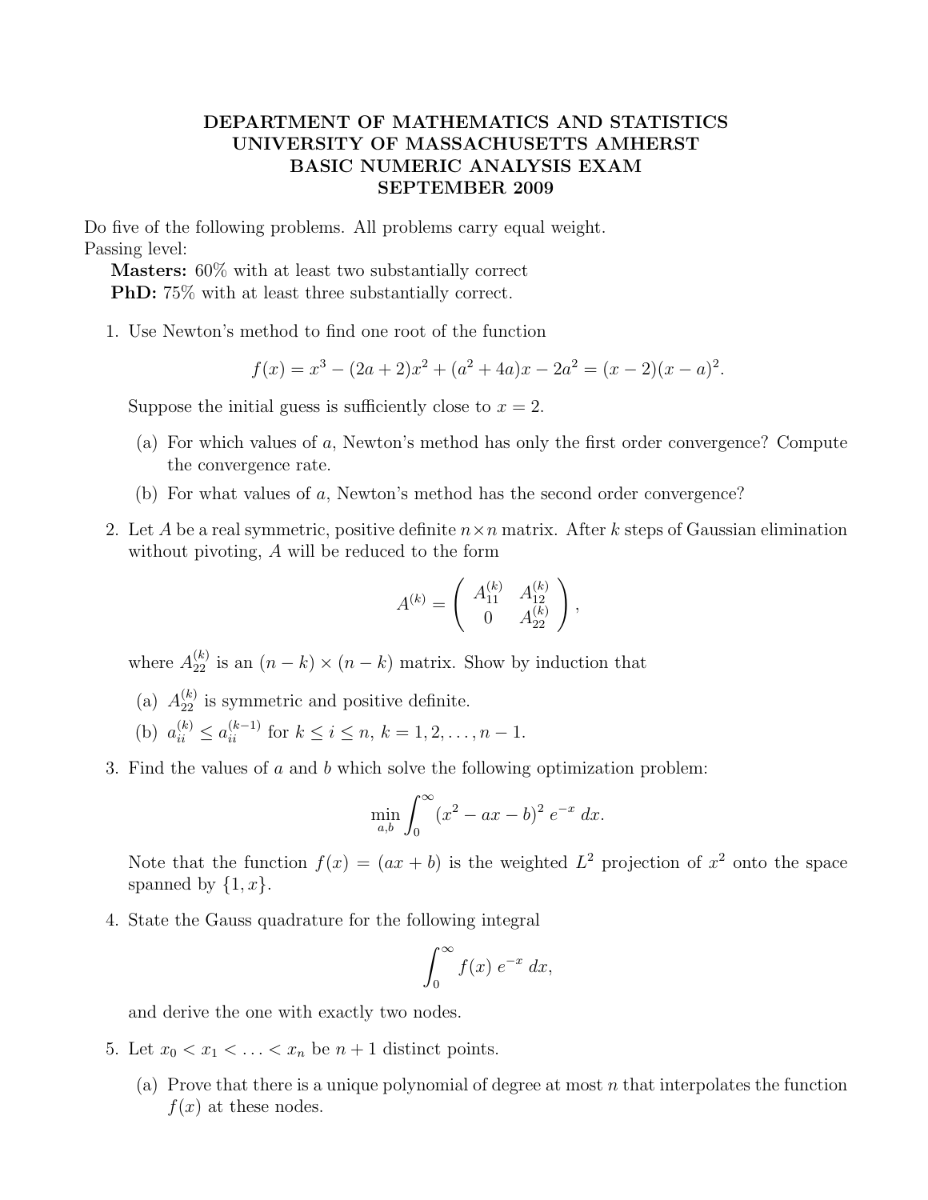# DEPARTMENT OF MATHEMATICS AND STATISTICS
# UNIVERSITY OF MASSACHUSETTS AMHERST
# BASIC NUMERIC ANALYSIS EXAM
# SEPTEMBER 2009

Do five of the following problems. All problems carry equal weight.
Passing level:

**Masters:** 60% with at least two substantially correct
**PhD:** 75% with at least three substantially correct.

1. Use Newton's method to find one root of the function

$$f(x) = x^3 - (2a+2)x^2 + (a^2 + 4a)x - 2a^2 = (x-2)(x-a)^2.$$

Suppose the initial guess is sufficiently close to $x = 2$.

   (a) For which values of $a$, Newton's method has only the first order convergence? Compute the convergence rate.

   (b) For what values of $a$, Newton's method has the second order convergence?

2. Let $A$ be a real symmetric, positive definite $n \times n$ matrix. After $k$ steps of Gaussian elimination without pivoting, $A$ will be reduced to the form

$$A^{(k)} = \begin{pmatrix} A_{11}^{(k)} & A_{12}^{(k)} \\ 0 & A_{22}^{(k)} \end{pmatrix},$$

where $A_{22}^{(k)}$ is an $(n-k) \times (n-k)$ matrix. Show by induction that

   (a) $A_{22}^{(k)}$ is symmetric and positive definite.

   (b) $a_{ii}^{(k)} \leq a_{ii}^{(k-1)}$ for $k \leq i \leq n$, $k = 1, 2, \ldots, n-1$.

3. Find the values of $a$ and $b$ which solve the following optimization problem:

$$\min_{a,b} \int_0^\infty (x^2 - ax - b)^2 \, e^{-x} \, dx.$$

Note that the function $f(x) = (ax + b)$ is the weighted $L^2$ projection of $x^2$ onto the space spanned by $\{1, x\}$.

4. State the Gauss quadrature for the following integral

$$\int_0^\infty f(x) \, e^{-x} \, dx,$$

and derive the one with exactly two nodes.

5. Let $x_0 < x_1 < \ldots < x_n$ be $n + 1$ distinct points.

   (a) Prove that there is a unique polynomial of degree at most $n$ that interpolates the function $f(x)$ at these nodes.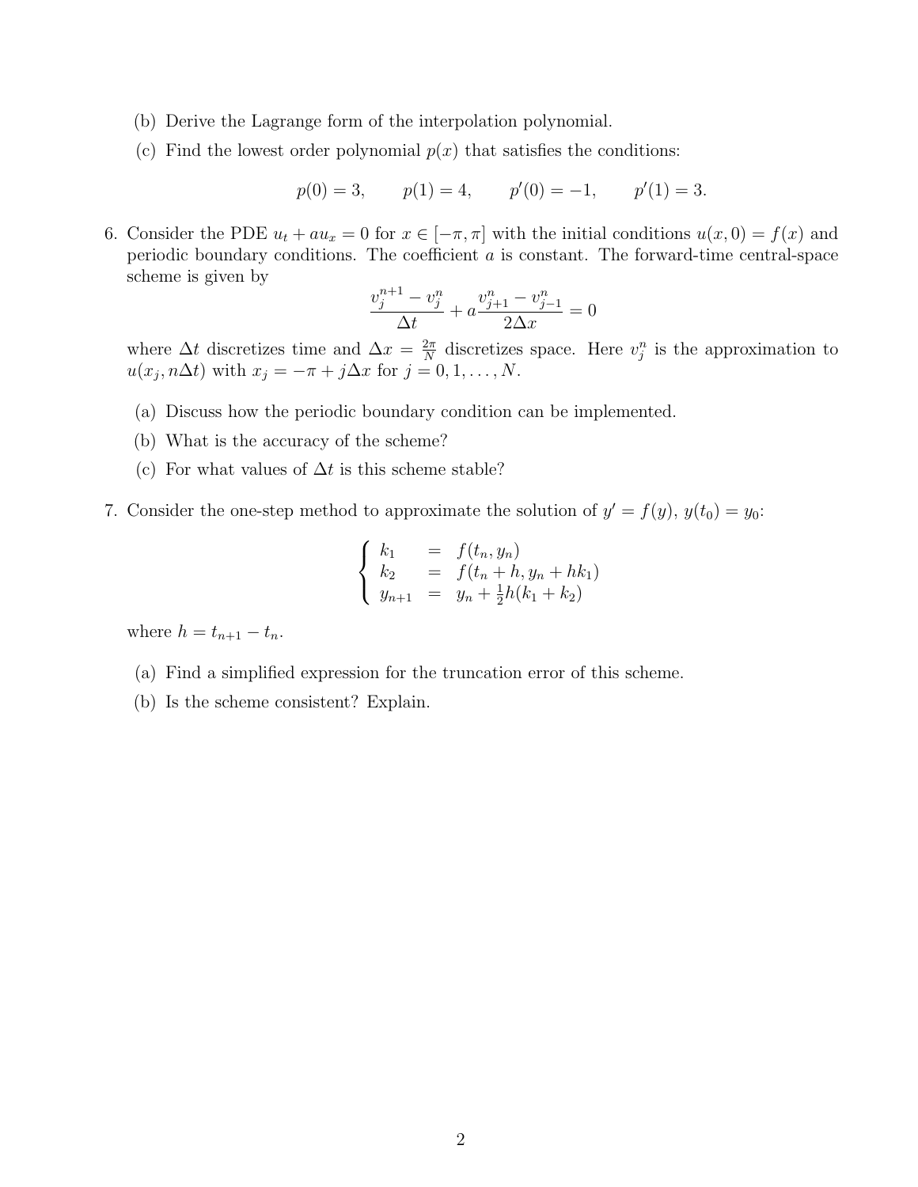(b) Derive the Lagrange form of the interpolation polynomial.

(c) Find the lowest order polynomial $p(x)$ that satisfies the conditions:

$$p(0) = 3, \qquad p(1) = 4, \qquad p'(0) = -1, \qquad p'(1) = 3.$$

6. Consider the PDE $u_t + au_x = 0$ for $x \in [-\pi, \pi]$ with the initial conditions $u(x, 0) = f(x)$ and periodic boundary conditions. The coefficient $a$ is constant. The forward-time central-space scheme is given by

$$\frac{v_j^{n+1} - v_j^n}{\Delta t} + a\frac{v_{j+1}^n - v_{j-1}^n}{2\Delta x} = 0$$

where $\Delta t$ discretizes time and $\Delta x = \frac{2\pi}{N}$ discretizes space. Here $v_j^n$ is the approximation to $u(x_j, n\Delta t)$ with $x_j = -\pi + j\Delta x$ for $j = 0, 1, \ldots, N$.

   (a) Discuss how the periodic boundary condition can be implemented.

   (b) What is the accuracy of the scheme?

   (c) For what values of $\Delta t$ is this scheme stable?

7. Consider the one-step method to approximate the solution of $y' = f(y)$, $y(t_0) = y_0$:

$$\begin{cases} k_1 &= f(t_n, y_n) \\ k_2 &= f(t_n + h, y_n + hk_1) \\ y_{n+1} &= y_n + \frac{1}{2}h(k_1 + k_2) \end{cases}$$

where $h = t_{n+1} - t_n$.

   (a) Find a simplified expression for the truncation error of this scheme.

   (b) Is the scheme consistent? Explain.